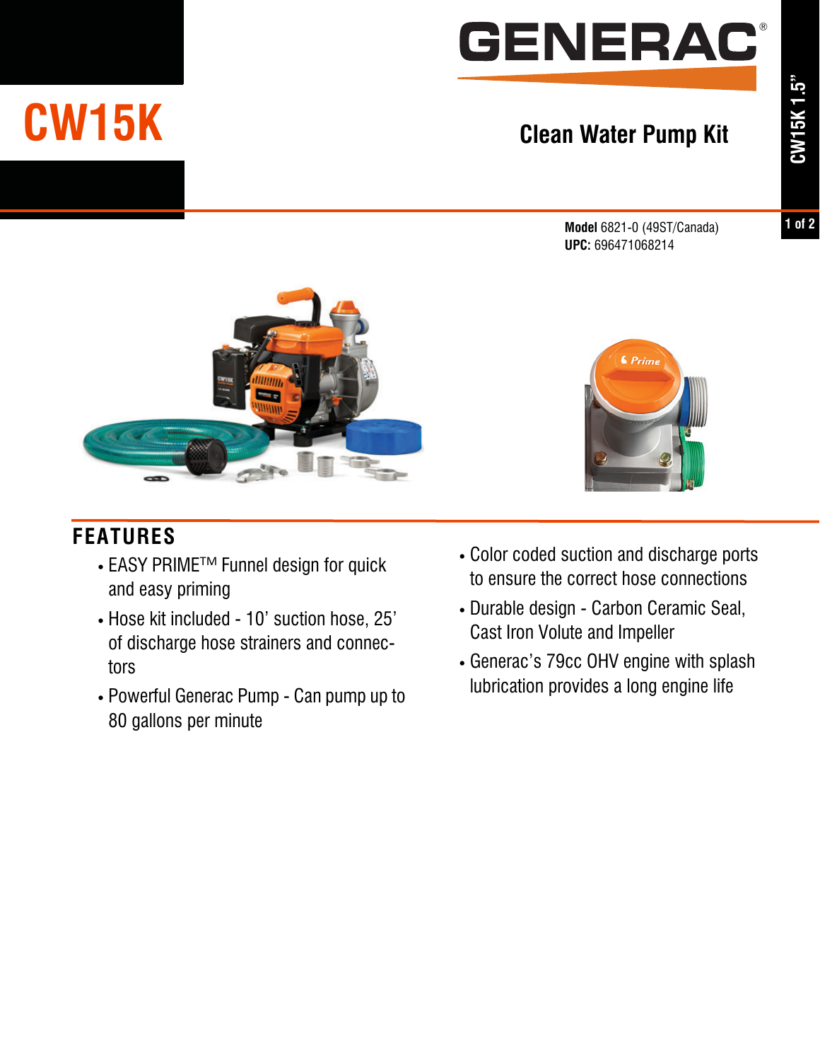# CW15K

GENERAC®

## Clean Water Pump Kit

**Model** 6821-0 (49ST/Canada)
**UPC:** 696471068214

## FEATURES

- EASY PRIME™ Funnel design for quick and easy priming
- Hose kit included - 10' suction hose, 25' of discharge hose strainers and connectors
- Powerful Generac Pump - Can pump up to 80 gallons per minute
- Color coded suction and discharge ports to ensure the correct hose connections
- Durable design - Carbon Ceramic Seal, Cast Iron Volute and Impeller
- Generac's 79cc OHV engine with splash lubrication provides a long engine life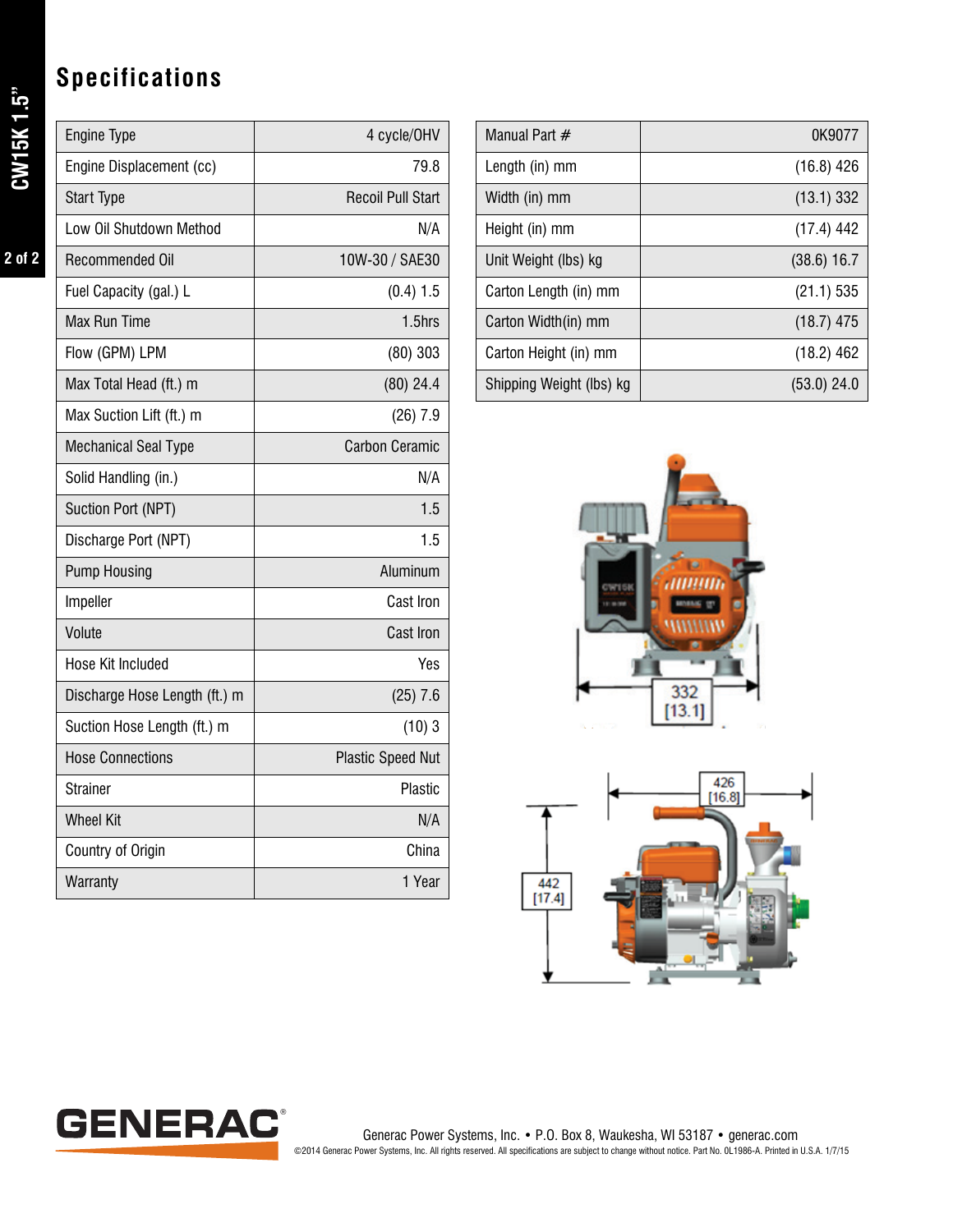# Specifications

| | |
|---|---|
| Engine Type | 4 cycle/OHV |
| Engine Displacement (cc) | 79.8 |
| Start Type | Recoil Pull Start |
| Low Oil Shutdown Method | N/A |
| Recommended Oil | 10W-30 / SAE30 |
| Fuel Capacity (gal.) L | (0.4) 1.5 |
| Max Run Time | 1.5hrs |
| Flow (GPM) LPM | (80) 303 |
| Max Total Head (ft.) m | (80) 24.4 |
| Max Suction Lift (ft.) m | (26) 7.9 |
| Mechanical Seal Type | Carbon Ceramic |
| Solid Handling (in.) | N/A |
| Suction Port (NPT) | 1.5 |
| Discharge Port (NPT) | 1.5 |
| Pump Housing | Aluminum |
| Impeller | Cast Iron |
| Volute | Cast Iron |
| Hose Kit Included | Yes |
| Discharge Hose Length (ft.) m | (25) 7.6 |
| Suction Hose Length (ft.) m | (10) 3 |
| Hose Connections | Plastic Speed Nut |
| Strainer | Plastic |
| Wheel Kit | N/A |
| Country of Origin | China |
| Warranty | 1 Year |

| | |
|---|---|
| Manual Part # | 0K9077 |
| Length (in) mm | (16.8) 426 |
| Width (in) mm | (13.1) 332 |
| Height (in) mm | (17.4) 442 |
| Unit Weight (lbs) kg | (38.6) 16.7 |
| Carton Length (in) mm | (21.1) 535 |
| Carton Width(in) mm | (18.7) 475 |
| Carton Height (in) mm | (18.2) 462 |
| Shipping Weight (lbs) kg | (53.0) 24.0 |

332 [13.1]

426 [16.8]

442 [17.4]

GENERAC

Generac Power Systems, Inc. • P.O. Box 8, Waukesha, WI 53187 • generac.com

©2014 Generac Power Systems, Inc. All rights reserved. All specifications are subject to change without notice. Part No. 0L1986-A. Printed in U.S.A. 1/7/15